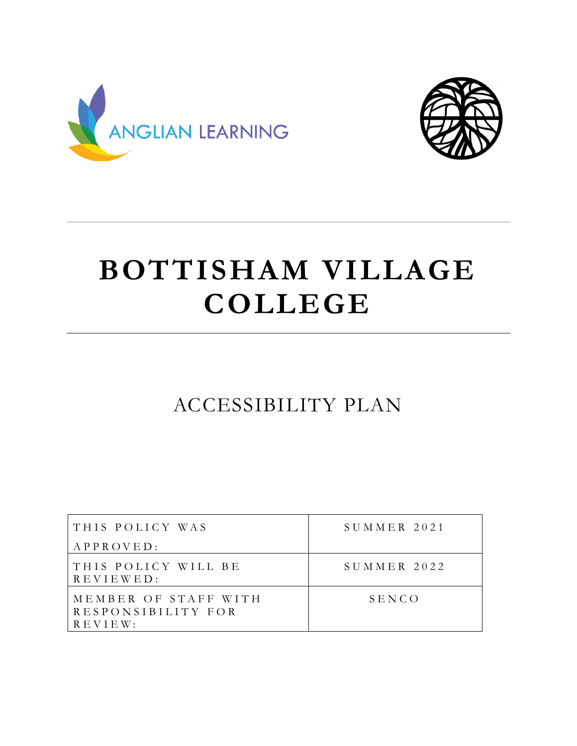ANGLIAN LEARNING

# BOTTISHAM VILLAGE COLLEGE

## ACCESSIBILITY PLAN

| THIS POLICY WAS APPROVED: | SUMMER 2021 |
|---|---|
| THIS POLICY WILL BE REVIEWED: | SUMMER 2022 |
| MEMBER OF STAFF WITH RESPONSIBILITY FOR REVIEW: | SENCO |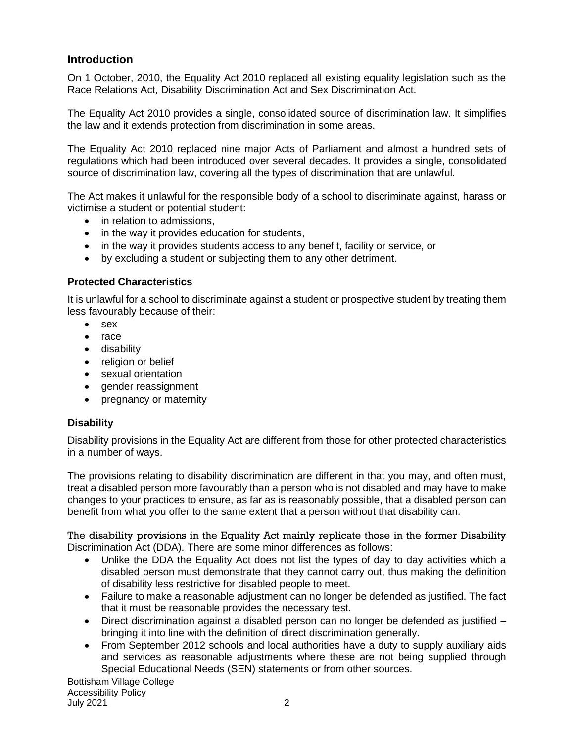## Introduction

On 1 October, 2010, the Equality Act 2010 replaced all existing equality legislation such as the Race Relations Act, Disability Discrimination Act and Sex Discrimination Act.

The Equality Act 2010 provides a single, consolidated source of discrimination law. It simplifies the law and it extends protection from discrimination in some areas.

The Equality Act 2010 replaced nine major Acts of Parliament and almost a hundred sets of regulations which had been introduced over several decades. It provides a single, consolidated source of discrimination law, covering all the types of discrimination that are unlawful.

The Act makes it unlawful for the responsible body of a school to discriminate against, harass or victimise a student or potential student:

- in relation to admissions,
- in the way it provides education for students,
- in the way it provides students access to any benefit, facility or service, or
- by excluding a student or subjecting them to any other detriment.

### Protected Characteristics

It is unlawful for a school to discriminate against a student or prospective student by treating them less favourably because of their:

- sex
- race
- disability
- religion or belief
- sexual orientation
- gender reassignment
- pregnancy or maternity

### Disability

Disability provisions in the Equality Act are different from those for other protected characteristics in a number of ways.

The provisions relating to disability discrimination are different in that you may, and often must, treat a disabled person more favourably than a person who is not disabled and may have to make changes to your practices to ensure, as far as is reasonably possible, that a disabled person can benefit from what you offer to the same extent that a person without that disability can.

The disability provisions in the Equality Act mainly replicate those in the former Disability Discrimination Act (DDA). There are some minor differences as follows:

- Unlike the DDA the Equality Act does not list the types of day to day activities which a disabled person must demonstrate that they cannot carry out, thus making the definition of disability less restrictive for disabled people to meet.
- Failure to make a reasonable adjustment can no longer be defended as justified. The fact that it must be reasonable provides the necessary test.
- Direct discrimination against a disabled person can no longer be defended as justified – bringing it into line with the definition of direct discrimination generally.
- From September 2012 schools and local authorities have a duty to supply auxiliary aids and services as reasonable adjustments where these are not being supplied through Special Educational Needs (SEN) statements or from other sources.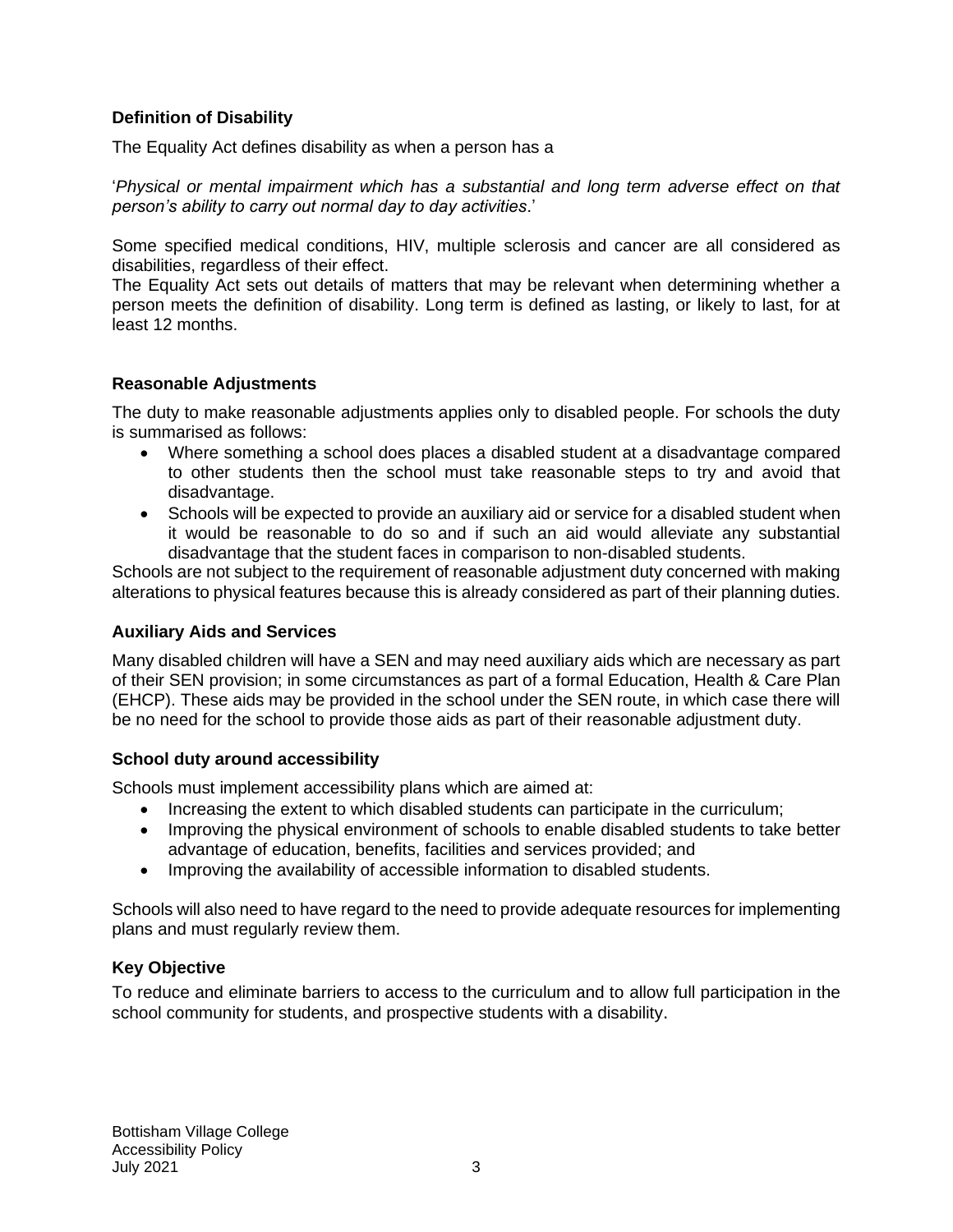### Definition of Disability

The Equality Act defines disability as when a person has a

'*Physical or mental impairment which has a substantial and long term adverse effect on that person's ability to carry out normal day to day activities*.'

Some specified medical conditions, HIV, multiple sclerosis and cancer are all considered as disabilities, regardless of their effect.
The Equality Act sets out details of matters that may be relevant when determining whether a person meets the definition of disability. Long term is defined as lasting, or likely to last, for at least 12 months.

### Reasonable Adjustments

The duty to make reasonable adjustments applies only to disabled people. For schools the duty is summarised as follows:

- Where something a school does places a disabled student at a disadvantage compared to other students then the school must take reasonable steps to try and avoid that disadvantage.
- Schools will be expected to provide an auxiliary aid or service for a disabled student when it would be reasonable to do so and if such an aid would alleviate any substantial disadvantage that the student faces in comparison to non-disabled students.

Schools are not subject to the requirement of reasonable adjustment duty concerned with making alterations to physical features because this is already considered as part of their planning duties.

### Auxiliary Aids and Services

Many disabled children will have a SEN and may need auxiliary aids which are necessary as part of their SEN provision; in some circumstances as part of a formal Education, Health & Care Plan (EHCP). These aids may be provided in the school under the SEN route, in which case there will be no need for the school to provide those aids as part of their reasonable adjustment duty.

### School duty around accessibility

Schools must implement accessibility plans which are aimed at:

- Increasing the extent to which disabled students can participate in the curriculum;
- Improving the physical environment of schools to enable disabled students to take better advantage of education, benefits, facilities and services provided; and
- Improving the availability of accessible information to disabled students.

Schools will also need to have regard to the need to provide adequate resources for implementing plans and must regularly review them.

### Key Objective

To reduce and eliminate barriers to access to the curriculum and to allow full participation in the school community for students, and prospective students with a disability.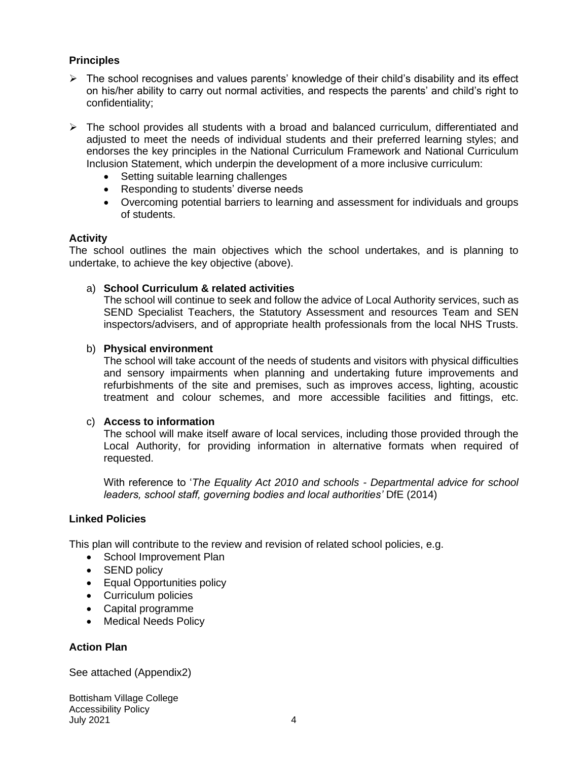### Principles

- The school recognises and values parents' knowledge of their child's disability and its effect on his/her ability to carry out normal activities, and respects the parents' and child's right to confidentiality;

- The school provides all students with a broad and balanced curriculum, differentiated and adjusted to meet the needs of individual students and their preferred learning styles; and endorses the key principles in the National Curriculum Framework and National Curriculum Inclusion Statement, which underpin the development of a more inclusive curriculum:
  - Setting suitable learning challenges
  - Responding to students' diverse needs
  - Overcoming potential barriers to learning and assessment for individuals and groups of students.

### Activity

The school outlines the main objectives which the school undertakes, and is planning to undertake, to achieve the key objective (above).

a) **School Curriculum & related activities**
The school will continue to seek and follow the advice of Local Authority services, such as SEND Specialist Teachers, the Statutory Assessment and resources Team and SEN inspectors/advisers, and of appropriate health professionals from the local NHS Trusts.

b) **Physical environment**
The school will take account of the needs of students and visitors with physical difficulties and sensory impairments when planning and undertaking future improvements and refurbishments of the site and premises, such as improves access, lighting, acoustic treatment and colour schemes, and more accessible facilities and fittings, etc.

c) **Access to information**
The school will make itself aware of local services, including those provided through the Local Authority, for providing information in alternative formats when required of requested.

With reference to '*The Equality Act 2010 and schools - Departmental advice for school leaders, school staff, governing bodies and local authorities'* DfE (2014)

### Linked Policies

This plan will contribute to the review and revision of related school policies, e.g.

- School Improvement Plan
- SEND policy
- Equal Opportunities policy
- Curriculum policies
- Capital programme
- Medical Needs Policy

### Action Plan

See attached (Appendix2)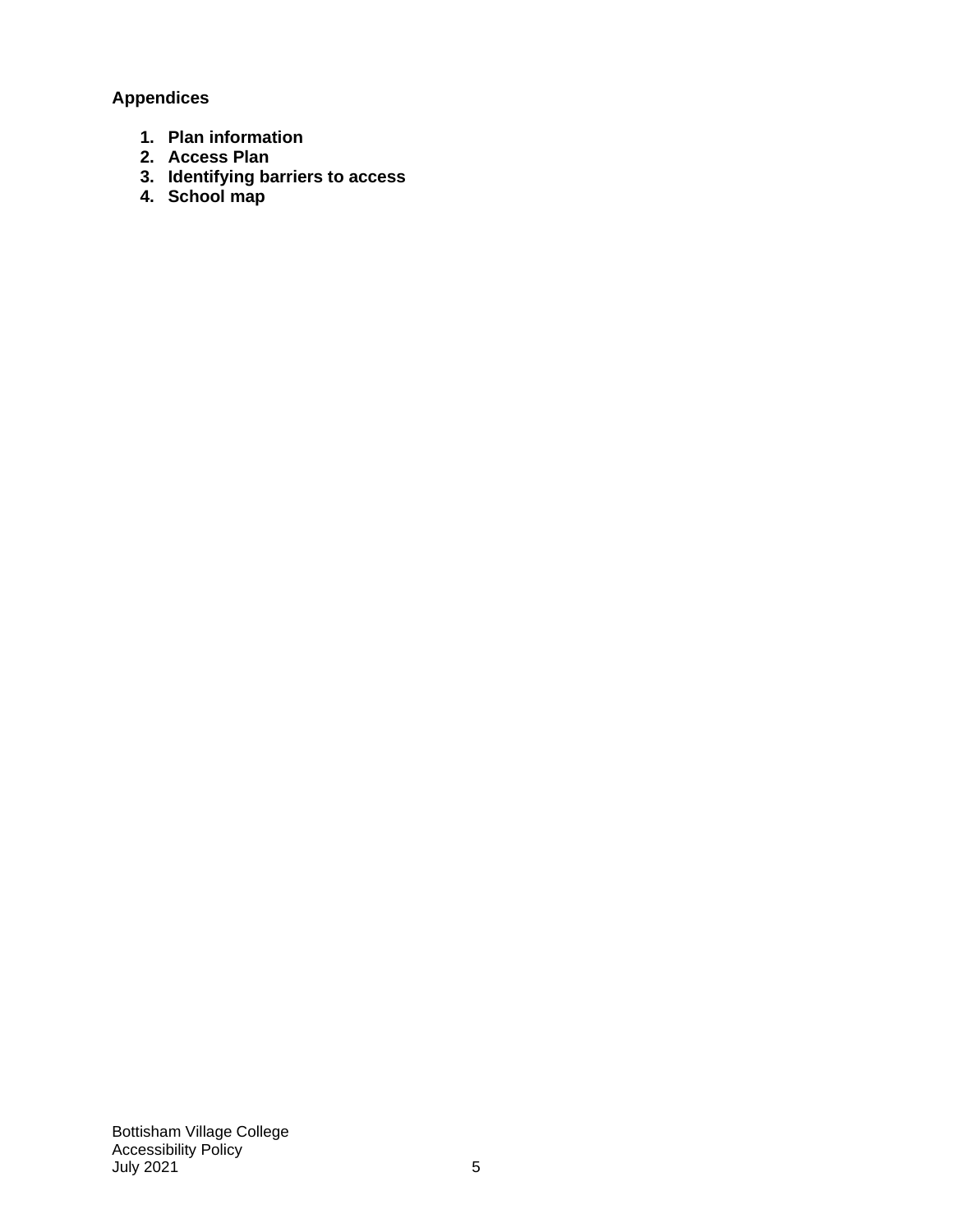**Appendices**

1. **Plan information**
2. **Access Plan**
3. **Identifying barriers to access**
4. **School map**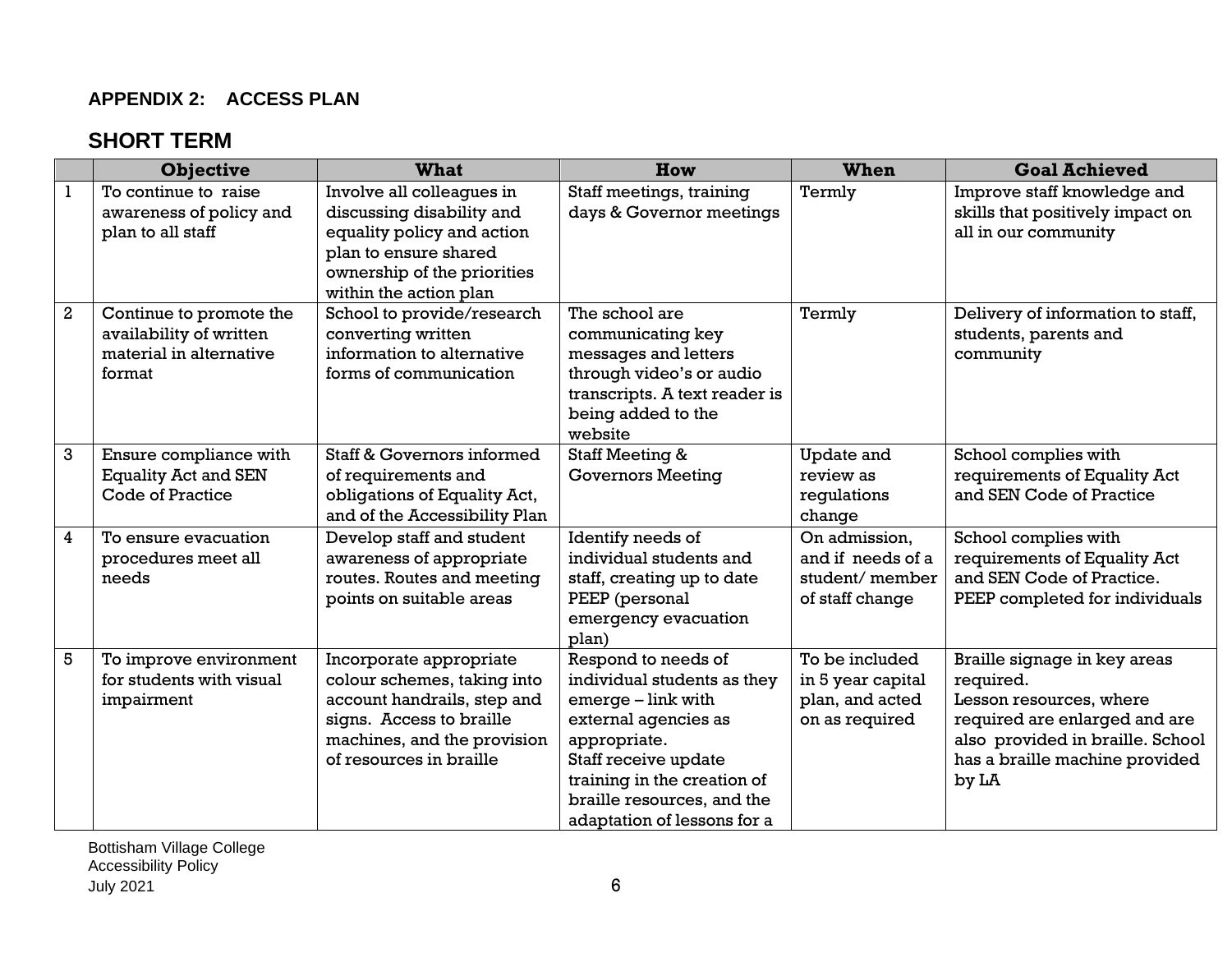## APPENDIX 2: ACCESS PLAN

## SHORT TERM

| | Objective | What | How | When | Goal Achieved |
|---|---|---|---|---|---|
| 1 | To continue to raise awareness of policy and plan to all staff | Involve all colleagues in discussing disability and equality policy and action plan to ensure shared ownership of the priorities within the action plan | Staff meetings, training days & Governor meetings | Termly | Improve staff knowledge and skills that positively impact on all in our community |
| 2 | Continue to promote the availability of written material in alternative format | School to provide/research converting written information to alternative forms of communication | The school are communicating key messages and letters through video's or audio transcripts. A text reader is being added to the website | Termly | Delivery of information to staff, students, parents and community |
| 3 | Ensure compliance with Equality Act and SEN Code of Practice | Staff & Governors informed of requirements and obligations of Equality Act, and of the Accessibility Plan | Staff Meeting & Governors Meeting | Update and review as regulations change | School complies with requirements of Equality Act and SEN Code of Practice |
| 4 | To ensure evacuation procedures meet all needs | Develop staff and student awareness of appropriate routes. Routes and meeting points on suitable areas | Identify needs of individual students and staff, creating up to date PEEP (personal emergency evacuation plan) | On admission, and if needs of a student/ member of staff change | School complies with requirements of Equality Act and SEN Code of Practice. PEEP completed for individuals |
| 5 | To improve environment for students with visual impairment | Incorporate appropriate colour schemes, taking into account handrails, step and signs. Access to braille machines, and the provision of resources in braille | Respond to needs of individual students as they emerge – link with external agencies as appropriate. Staff receive update training in the creation of braille resources, and the adaptation of lessons for a | To be included in 5 year capital plan, and acted on as required | Braille signage in key areas required. Lesson resources, where required are enlarged and are also provided in braille. School has a braille machine provided by LA |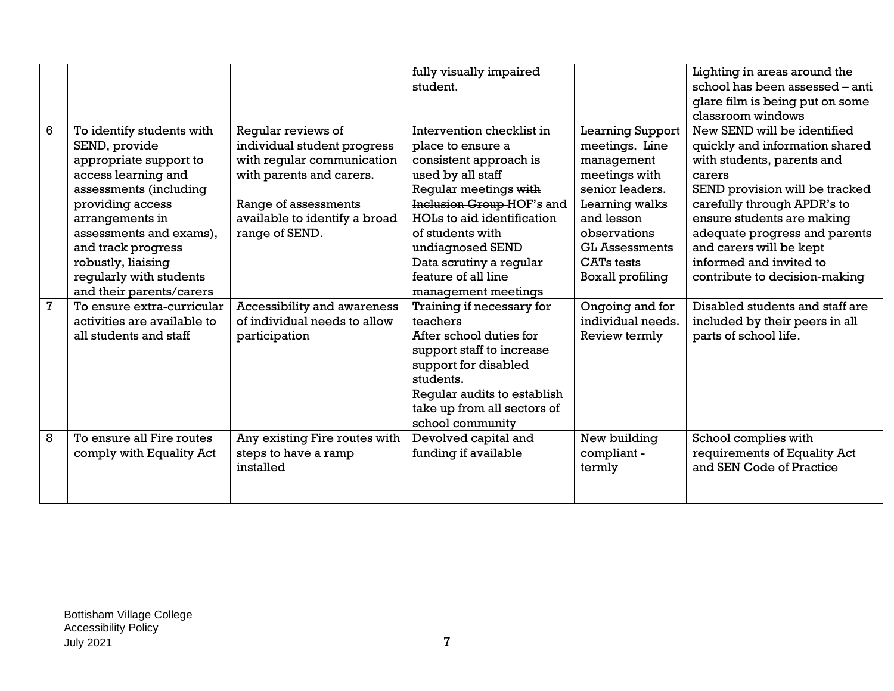| | | | | | |
|---|---|---|---|---|---|
| | | | fully visually impaired student. | | Lighting in areas around the school has been assessed – anti glare film is being put on some classroom windows |
| 6 | To identify students with SEND, provide appropriate support to access learning and assessments (including providing access arrangements in assessments and exams), and track progress robustly, liaising regularly with students and their parents/carers | Regular reviews of individual student progress with regular communication with parents and carers.<br><br>Range of assessments available to identify a broad range of SEND. | Intervention checklist in place to ensure a consistent approach is used by all staff<br>Regular meetings ~~with Inclusion Group~~ HOF's and HOLs to aid identification of students with undiagnosed SEND<br>Data scrutiny a regular feature of all line management meetings | Learning Support meetings. Line management meetings with senior leaders. Learning walks and lesson observations<br>GL Assessments<br>CATs tests<br>Boxall profiling | New SEND will be identified quickly and information shared with students, parents and carers<br>SEND provision will be tracked carefully through APDR's to ensure students are making adequate progress and parents and carers will be kept informed and invited to contribute to decision-making |
| 7 | To ensure extra-curricular activities are available to all students and staff | Accessibility and awareness of individual needs to allow participation | Training if necessary for teachers<br>After school duties for support staff to increase support for disabled students.<br>Regular audits to establish take up from all sectors of school community | Ongoing and for individual needs. Review termly | Disabled students and staff are included by their peers in all parts of school life. |
| 8 | To ensure all Fire routes comply with Equality Act | Any existing Fire routes with steps to have a ramp installed | Devolved capital and funding if available | New building compliant - termly | School complies with requirements of Equality Act and SEN Code of Practice |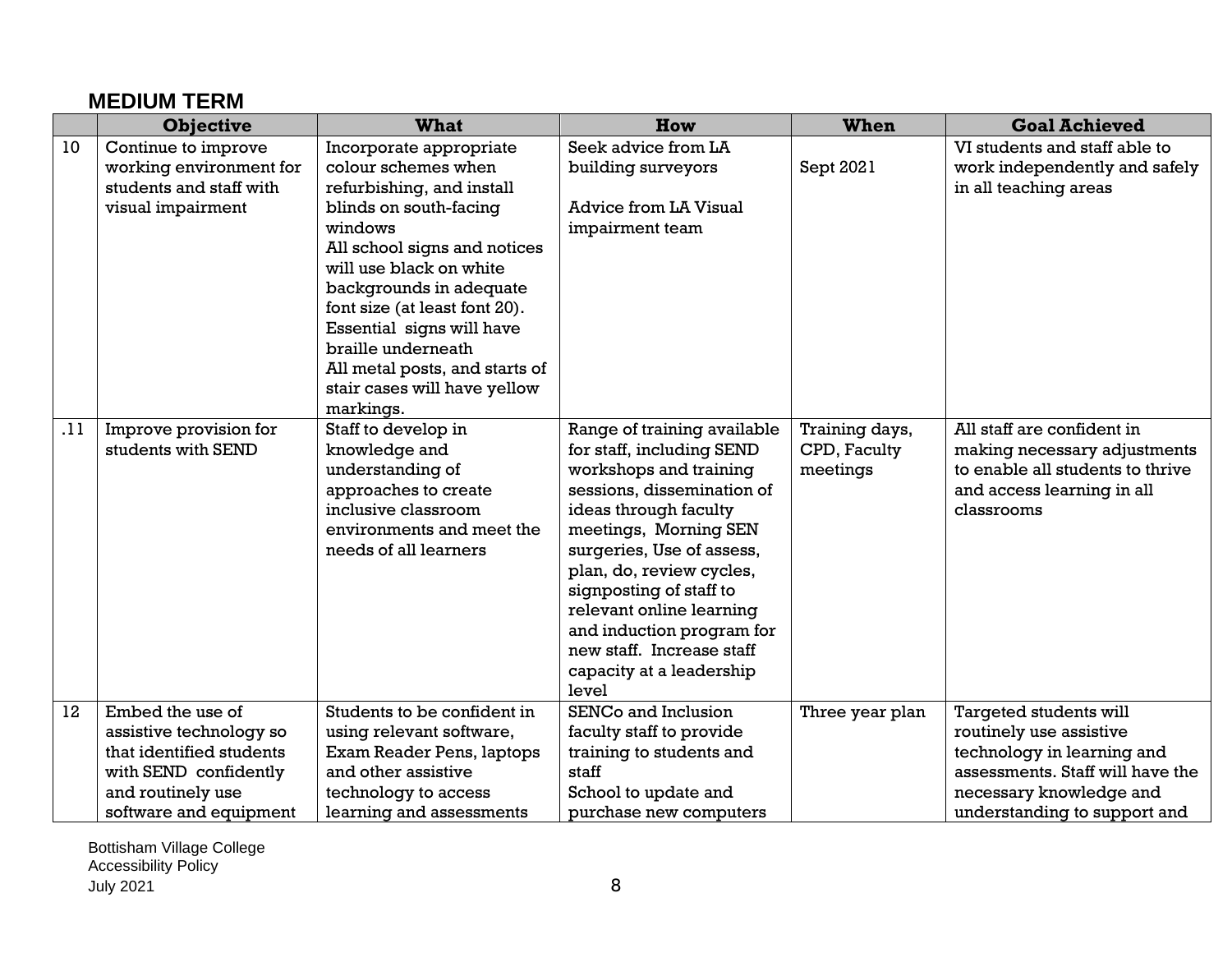## MEDIUM TERM

| | Objective | What | How | When | Goal Achieved |
|---|---|---|---|---|---|
| 10 | Continue to improve working environment for students and staff with visual impairment | Incorporate appropriate colour schemes when refurbishing, and install blinds on south-facing windows<br>All school signs and notices will use black on white backgrounds in adequate font size (at least font 20). Essential signs will have braille underneath<br>All metal posts, and starts of stair cases will have yellow markings. | Seek advice from LA building surveyors<br><br>Advice from LA Visual impairment team | Sept 2021 | VI students and staff able to work independently and safely in all teaching areas |
| .11 | Improve provision for students with SEND | Staff to develop in knowledge and understanding of approaches to create inclusive classroom environments and meet the needs of all learners | Range of training available for staff, including SEND workshops and training sessions, dissemination of ideas through faculty meetings, Morning SEN surgeries, Use of assess, plan, do, review cycles, signposting of staff to relevant online learning and induction program for new staff. Increase staff capacity at a leadership level | Training days, CPD, Faculty meetings | All staff are confident in making necessary adjustments to enable all students to thrive and access learning in all classrooms |
| 12 | Embed the use of assistive technology so that identified students with SEND confidently and routinely use software and equipment | Students to be confident in using relevant software, Exam Reader Pens, laptops and other assistive technology to access learning and assessments | SENCo and Inclusion faculty staff to provide training to students and staff<br>School to update and purchase new computers | Three year plan | Targeted students will routinely use assistive technology in learning and assessments. Staff will have the necessary knowledge and understanding to support and |

Bottisham Village College
Accessibility Policy
July 2021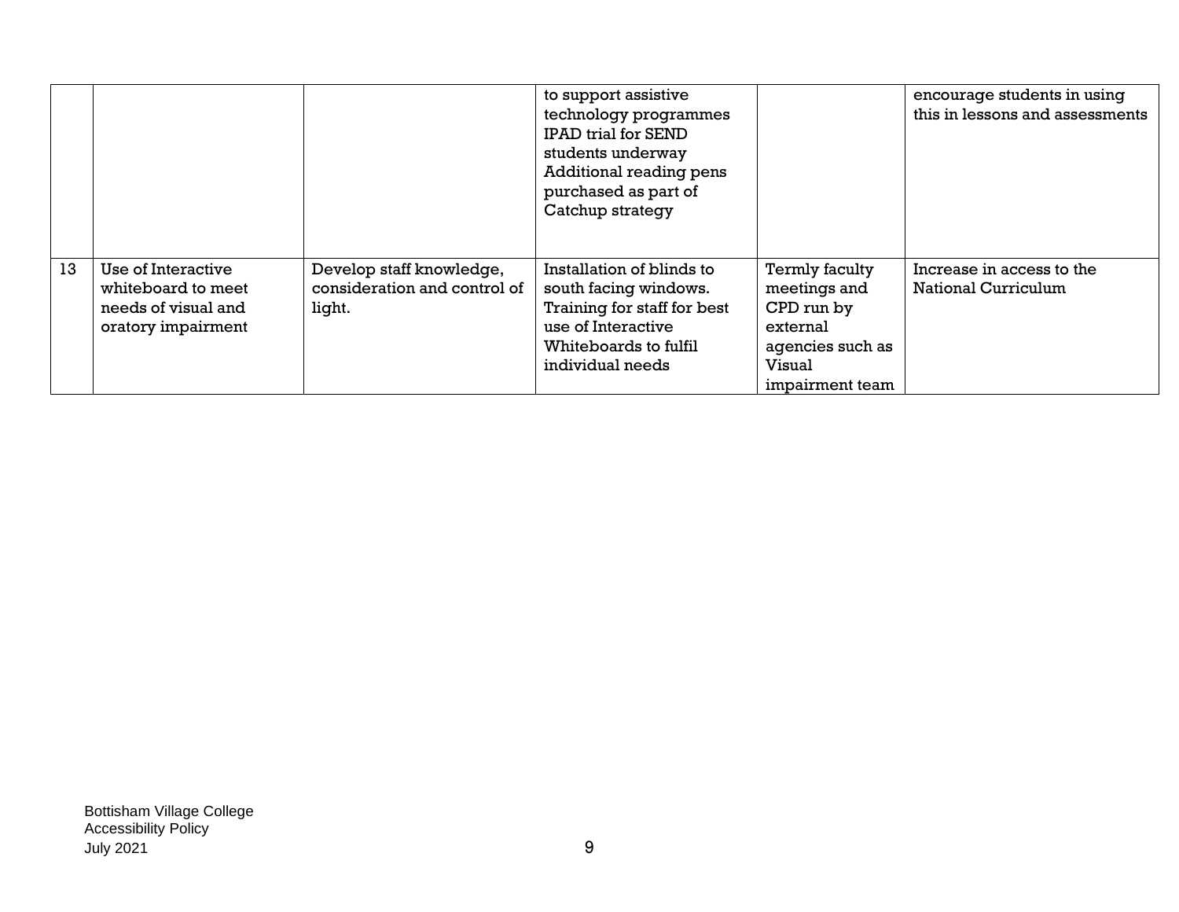| | | | | | |
|---|---|---|---|---|---|
| | | | to support assistive technology programmes IPAD trial for SEND students underway Additional reading pens purchased as part of Catchup strategy | | encourage students in using this in lessons and assessments |
| 13 | Use of Interactive whiteboard to meet needs of visual and oratory impairment | Develop staff knowledge, consideration and control of light. | Installation of blinds to south facing windows. Training for staff for best use of Interactive Whiteboards to fulfil individual needs | Termly faculty meetings and CPD run by external agencies such as Visual impairment team | Increase in access to the National Curriculum |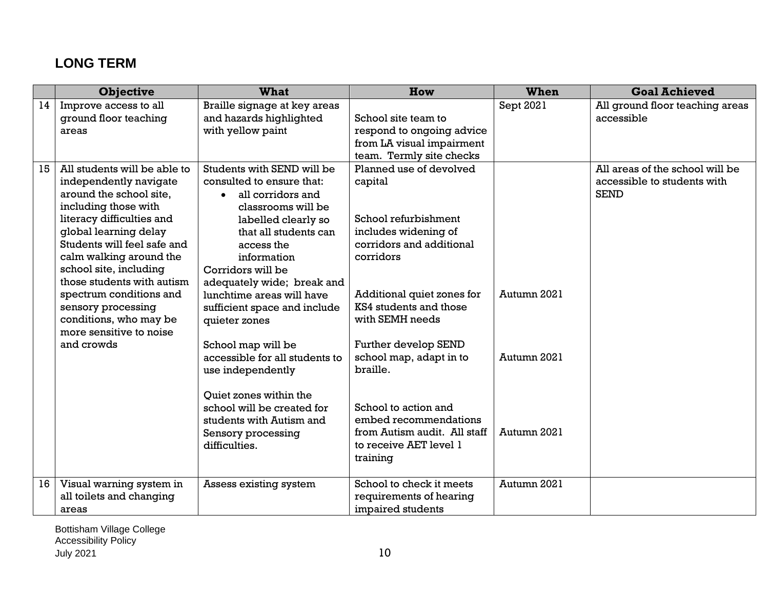## LONG TERM

| | Objective | What | How | When | Goal Achieved |
|---|---|---|---|---|---|
| 14 | Improve access to all ground floor teaching areas | Braille signage at key areas and hazards highlighted with yellow paint | School site team to respond to ongoing advice from LA visual impairment team. Termly site checks | Sept 2021 | All ground floor teaching areas accessible |
| 15 | All students will be able to independently navigate around the school site, including those with literacy difficulties and global learning delay Students will feel safe and calm walking around the school site, including those students with autism spectrum conditions and sensory processing conditions, who may be more sensitive to noise and crowds | Students with SEND will be consulted to ensure that: <br>• all corridors and classrooms will be labelled clearly so that all students can access the information <br>Corridors will be adequately wide; break and lunchtime areas will have sufficient space and include quieter zones<br><br>School map will be accessible for all students to use independently<br><br>Quiet zones within the school will be created for students with Autism and Sensory processing difficulties. | Planned use of devolved capital<br><br>School refurbishment includes widening of corridors and additional corridors<br><br>Additional quiet zones for KS4 students and those with SEMH needs<br><br>Further develop SEND school map, adapt in to braille.<br><br>School to action and embed recommendations from Autism audit. All staff to receive AET level 1 training | <br><br><br><br>Autumn 2021<br><br>Autumn 2021<br><br>Autumn 2021 | All areas of the school will be accessible to students with SEND |
| 16 | Visual warning system in all toilets and changing areas | Assess existing system | School to check it meets requirements of hearing impaired students | Autumn 2021 | |

Bottisham Village College
Accessibility Policy
July 2021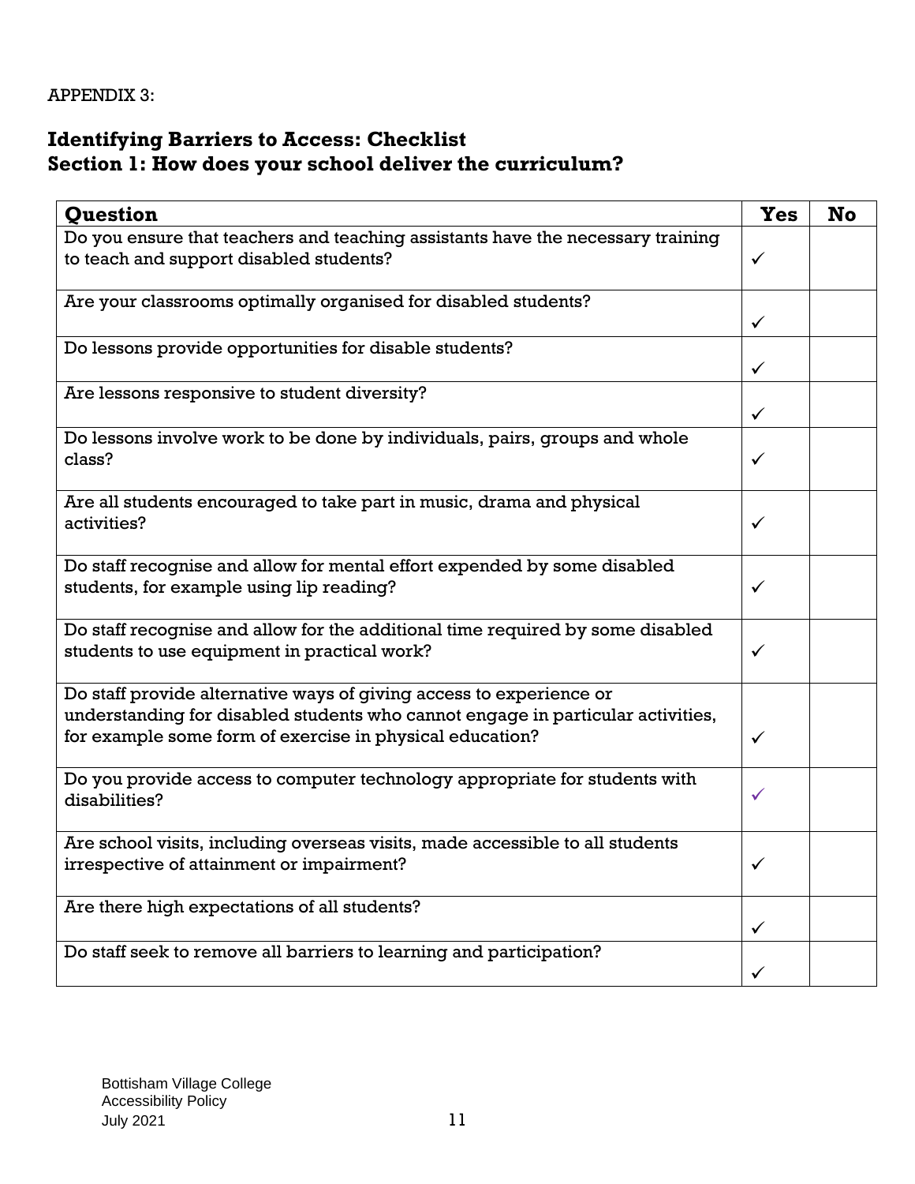APPENDIX 3:

## Identifying Barriers to Access: Checklist
## Section 1: How does your school deliver the curriculum?

| Question | Yes | No |
|---|---|---|
| Do you ensure that teachers and teaching assistants have the necessary training to teach and support disabled students? | ✓ | |
| Are your classrooms optimally organised for disabled students? | ✓ | |
| Do lessons provide opportunities for disable students? | ✓ | |
| Are lessons responsive to student diversity? | ✓ | |
| Do lessons involve work to be done by individuals, pairs, groups and whole class? | ✓ | |
| Are all students encouraged to take part in music, drama and physical activities? | ✓ | |
| Do staff recognise and allow for mental effort expended by some disabled students, for example using lip reading? | ✓ | |
| Do staff recognise and allow for the additional time required by some disabled students to use equipment in practical work? | ✓ | |
| Do staff provide alternative ways of giving access to experience or understanding for disabled students who cannot engage in particular activities, for example some form of exercise in physical education? | ✓ | |
| Do you provide access to computer technology appropriate for students with disabilities? | ✓ | |
| Are school visits, including overseas visits, made accessible to all students irrespective of attainment or impairment? | ✓ | |
| Are there high expectations of all students? | ✓ | |
| Do staff seek to remove all barriers to learning and participation? | ✓ | |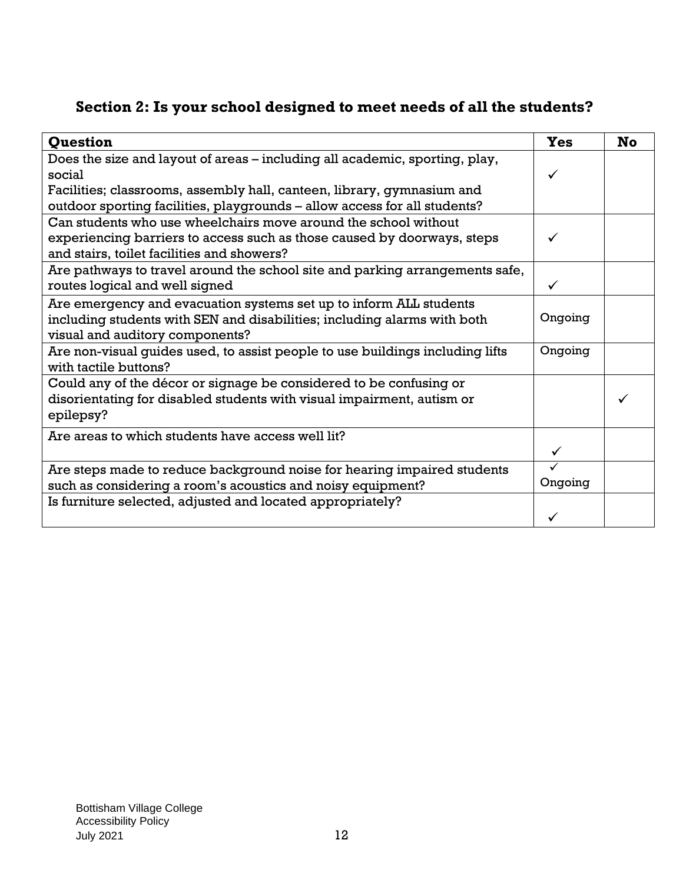## Section 2: Is your school designed to meet needs of all the students?

| Question | Yes | No |
|---|---|---|
| Does the size and layout of areas – including all academic, sporting, play, social Facilities; classrooms, assembly hall, canteen, library, gymnasium and outdoor sporting facilities, playgrounds – allow access for all students? | ✓ | |
| Can students who use wheelchairs move around the school without experiencing barriers to access such as those caused by doorways, steps and stairs, toilet facilities and showers? | ✓ | |
| Are pathways to travel around the school site and parking arrangements safe, routes logical and well signed | ✓ | |
| Are emergency and evacuation systems set up to inform ALL students including students with SEN and disabilities; including alarms with both visual and auditory components? | Ongoing | |
| Are non-visual guides used, to assist people to use buildings including lifts with tactile buttons? | Ongoing | |
| Could any of the décor or signage be considered to be confusing or disorientating for disabled students with visual impairment, autism or epilepsy? | | ✓ |
| Are areas to which students have access well lit? | ✓ | |
| Are steps made to reduce background noise for hearing impaired students such as considering a room's acoustics and noisy equipment? | ✓ Ongoing | |
| Is furniture selected, adjusted and located appropriately? | ✓ | |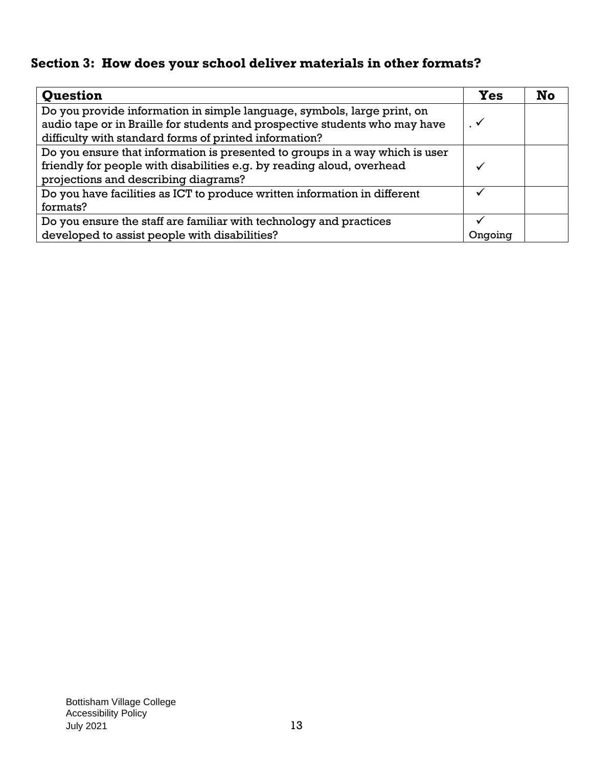## Section 3: How does your school deliver materials in other formats?

| Question | Yes | No |
|---|---|---|
| Do you provide information in simple language, symbols, large print, on audio tape or in Braille for students and prospective students who may have difficulty with standard forms of printed information? | . ✓ | |
| Do you ensure that information is presented to groups in a way which is user friendly for people with disabilities e.g. by reading aloud, overhead projections and describing diagrams? | ✓ | |
| Do you have facilities as ICT to produce written information in different formats? | ✓ | |
| Do you ensure the staff are familiar with technology and practices developed to assist people with disabilities? | ✓ Ongoing | |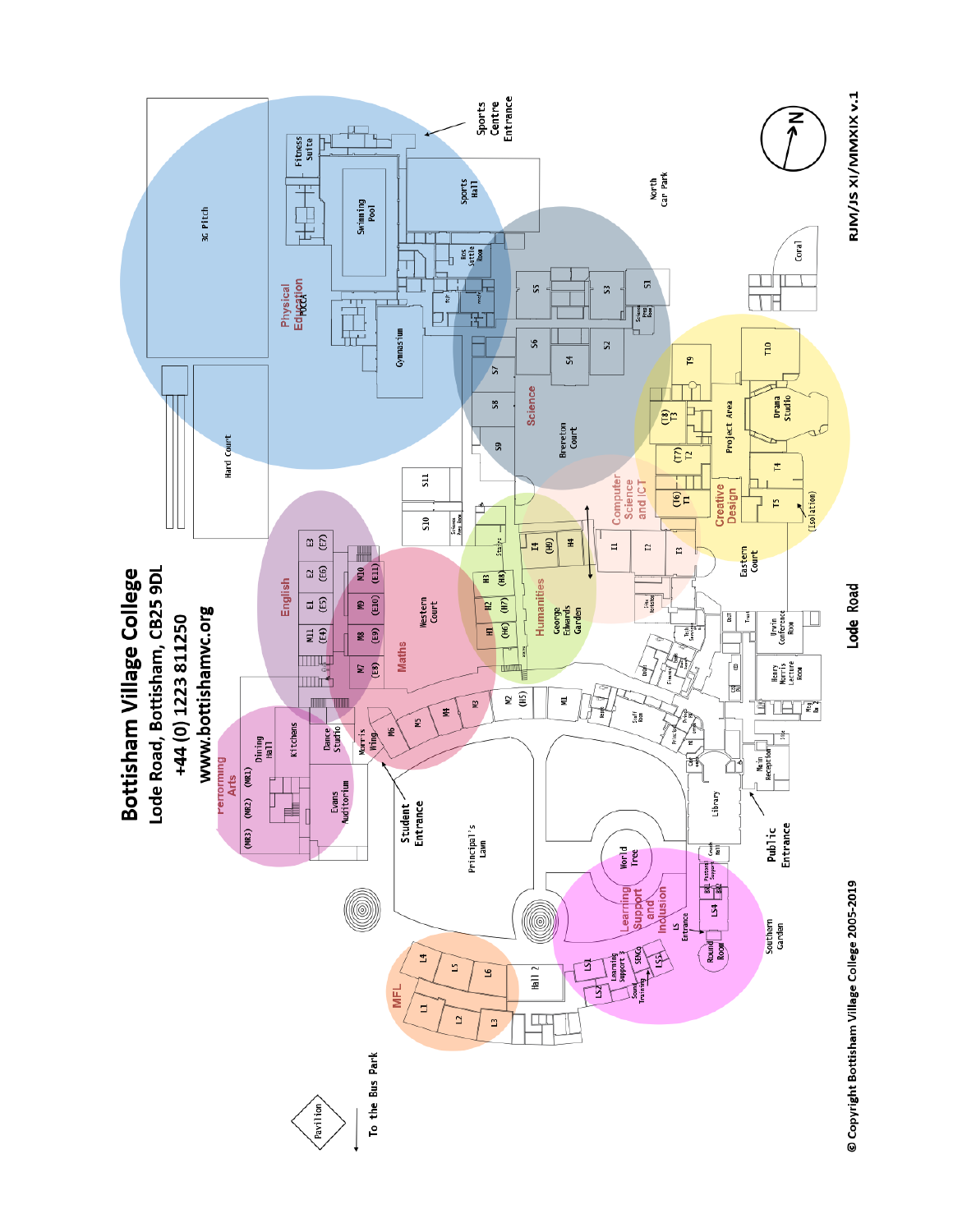# Bottisham Village College

Lode Road, Bottisham, CB25 9DL

+44 (0) 1223 811250

www.bottishamvc.org

Physical Education

3G Pitch

Fitness Suite

Swimming Pool

Sports Hall

Sports Centre Entrance

North Car Park

Gymnasium

Hard Court

Science

S1 S2 S3 S4 S5 S6 S7 S8 S9 S10 S11

Brereton Court

Creative Design

T1 T2 T3 T4 T5 T9 T10

Drama Studio

Project Area

Computer Science and ICT

I1 I2 I3

Humanities

H1 H2 H3 H4

George Edwards Garden

Eastern Court

English

E1 E2 E3

Maths

M1 M2 M3 M4 M5 M6 M7 M8 M9 M10 M11

Western Court

Performing Arts

Dining Hall

Kitchens

Dance Studio

Evans Auditorium

Morris Wing

Student Entrance

Principal's Lawn

World Tree

Library

Main Reception

Public Entrance

Lode Road

Learning Support and Inclusion

LS1 LS2 LS3 LS4 LS5

Round Room

Southern Garden

MFL

L1 L2 L3 L4 L5 L6

Hall 2

Pavilion

To the Bus Park

Irwin Conference Room

Henry Morris Lecture Room

Coral

RJM/JS XI/MMXIX v.1

© Copyright Bottisham Village College 2005-2019